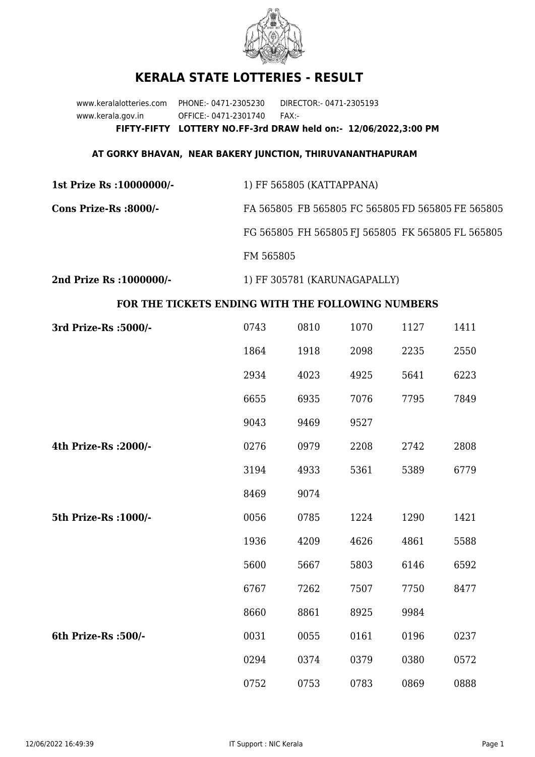# KERALA STATE LOTTERIES - RESULT

www.keralalotteries.com PHONE:- 0471-2305230 DIRECTOR:- 0471-2305193
www.kerala.gov.in OFFICE:- 0471-2301740 FAX:-

**FIFTY-FIFTY LOTTERY NO.FF-3rd DRAW held on:- 12/06/2022,3:00 PM**

**AT GORKY BHAVAN, NEAR BAKERY JUNCTION, THIRUVANANTHAPURAM**

**1st Prize Rs :10000000/-** 1) FF 565805 (KATTAPPANA)

**Cons Prize-Rs :8000/-** FA 565805 FB 565805 FC 565805 FD 565805 FE 565805 FG 565805 FH 565805 FJ 565805 FK 565805 FL 565805 FM 565805

**2nd Prize Rs :1000000/-** 1) FF 305781 (KARUNAGAPALLY)

**FOR THE TICKETS ENDING WITH THE FOLLOWING NUMBERS**

**3rd Prize-Rs :5000/-**

| | | | | |
|---|---|---|---|---|
| 0743 | 0810 | 1070 | 1127 | 1411 |
| 1864 | 1918 | 2098 | 2235 | 2550 |
| 2934 | 4023 | 4925 | 5641 | 6223 |
| 6655 | 6935 | 7076 | 7795 | 7849 |
| 9043 | 9469 | 9527 | | |

**4th Prize-Rs :2000/-**

| | | | | |
|---|---|---|---|---|
| 0276 | 0979 | 2208 | 2742 | 2808 |
| 3194 | 4933 | 5361 | 5389 | 6779 |
| 8469 | 9074 | | | |

**5th Prize-Rs :1000/-**

| | | | | |
|---|---|---|---|---|
| 0056 | 0785 | 1224 | 1290 | 1421 |
| 1936 | 4209 | 4626 | 4861 | 5588 |
| 5600 | 5667 | 5803 | 6146 | 6592 |
| 6767 | 7262 | 7507 | 7750 | 8477 |
| 8660 | 8861 | 8925 | 9984 | |

**6th Prize-Rs :500/-**

| | | | | |
|---|---|---|---|---|
| 0031 | 0055 | 0161 | 0196 | 0237 |
| 0294 | 0374 | 0379 | 0380 | 0572 |
| 0752 | 0753 | 0783 | 0869 | 0888 |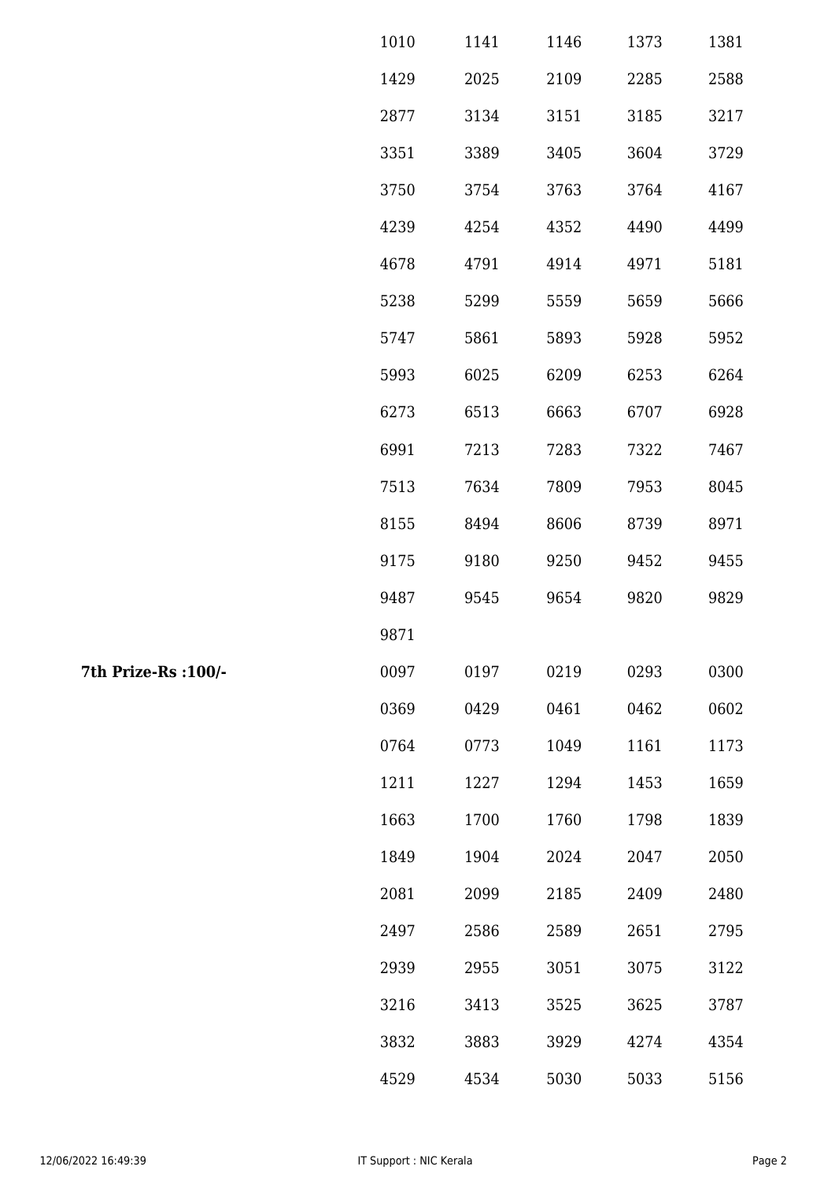| | | | | | |
|---|---|---|---|---|---|
| | 1010 | 1141 | 1146 | 1373 | 1381 |
| | 1429 | 2025 | 2109 | 2285 | 2588 |
| | 2877 | 3134 | 3151 | 3185 | 3217 |
| | 3351 | 3389 | 3405 | 3604 | 3729 |
| | 3750 | 3754 | 3763 | 3764 | 4167 |
| | 4239 | 4254 | 4352 | 4490 | 4499 |
| | 4678 | 4791 | 4914 | 4971 | 5181 |
| | 5238 | 5299 | 5559 | 5659 | 5666 |
| | 5747 | 5861 | 5893 | 5928 | 5952 |
| | 5993 | 6025 | 6209 | 6253 | 6264 |
| | 6273 | 6513 | 6663 | 6707 | 6928 |
| | 6991 | 7213 | 7283 | 7322 | 7467 |
| | 7513 | 7634 | 7809 | 7953 | 8045 |
| | 8155 | 8494 | 8606 | 8739 | 8971 |
| | 9175 | 9180 | 9250 | 9452 | 9455 |
| | 9487 | 9545 | 9654 | 9820 | 9829 |
| | 9871 | | | | |
| **7th Prize-Rs :100/-** | 0097 | 0197 | 0219 | 0293 | 0300 |
| | 0369 | 0429 | 0461 | 0462 | 0602 |
| | 0764 | 0773 | 1049 | 1161 | 1173 |
| | 1211 | 1227 | 1294 | 1453 | 1659 |
| | 1663 | 1700 | 1760 | 1798 | 1839 |
| | 1849 | 1904 | 2024 | 2047 | 2050 |
| | 2081 | 2099 | 2185 | 2409 | 2480 |
| | 2497 | 2586 | 2589 | 2651 | 2795 |
| | 2939 | 2955 | 3051 | 3075 | 3122 |
| | 3216 | 3413 | 3525 | 3625 | 3787 |
| | 3832 | 3883 | 3929 | 4274 | 4354 |
| | 4529 | 4534 | 5030 | 5033 | 5156 |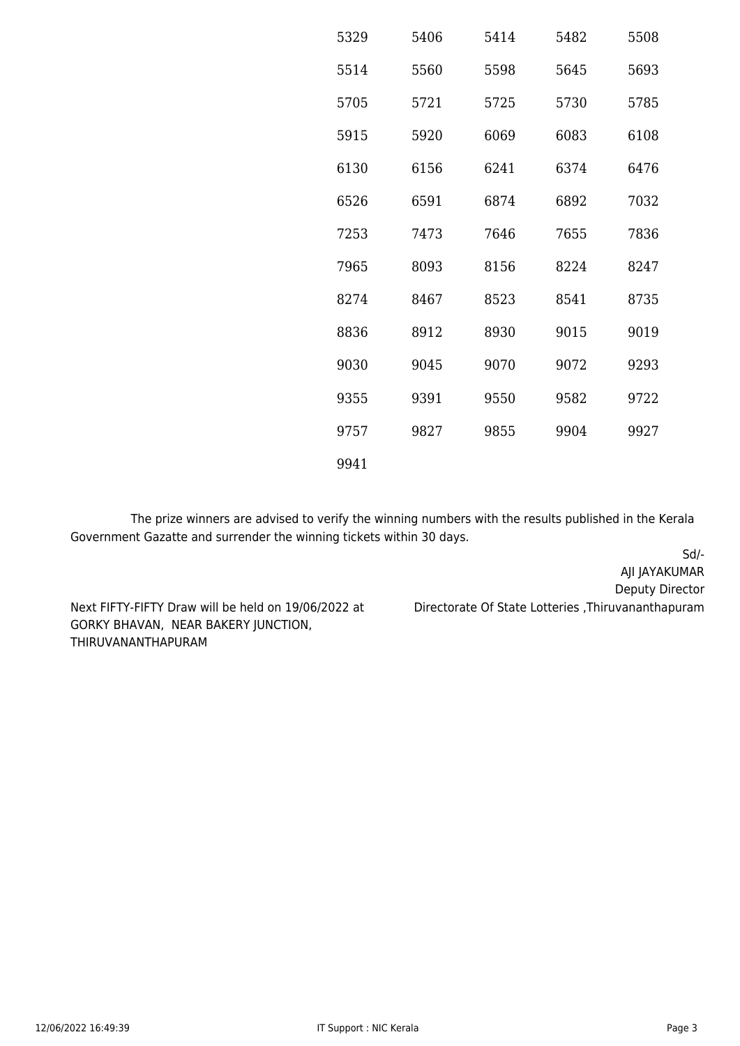| | | | | |
|---|---|---|---|---|
| 5329 | 5406 | 5414 | 5482 | 5508 |
| 5514 | 5560 | 5598 | 5645 | 5693 |
| 5705 | 5721 | 5725 | 5730 | 5785 |
| 5915 | 5920 | 6069 | 6083 | 6108 |
| 6130 | 6156 | 6241 | 6374 | 6476 |
| 6526 | 6591 | 6874 | 6892 | 7032 |
| 7253 | 7473 | 7646 | 7655 | 7836 |
| 7965 | 8093 | 8156 | 8224 | 8247 |
| 8274 | 8467 | 8523 | 8541 | 8735 |
| 8836 | 8912 | 8930 | 9015 | 9019 |
| 9030 | 9045 | 9070 | 9072 | 9293 |
| 9355 | 9391 | 9550 | 9582 | 9722 |
| 9757 | 9827 | 9855 | 9904 | 9927 |
| 9941 | | | | |

The prize winners are advised to verify the winning numbers with the results published in the Kerala Government Gazatte and surrender the winning tickets within 30 days.

Sd/-
AJI JAYAKUMAR
Deputy Director
Directorate Of State Lotteries ,Thiruvananthapuram

Next FIFTY-FIFTY Draw will be held on 19/06/2022 at GORKY BHAVAN, NEAR BAKERY JUNCTION, THIRUVANANTHAPURAM